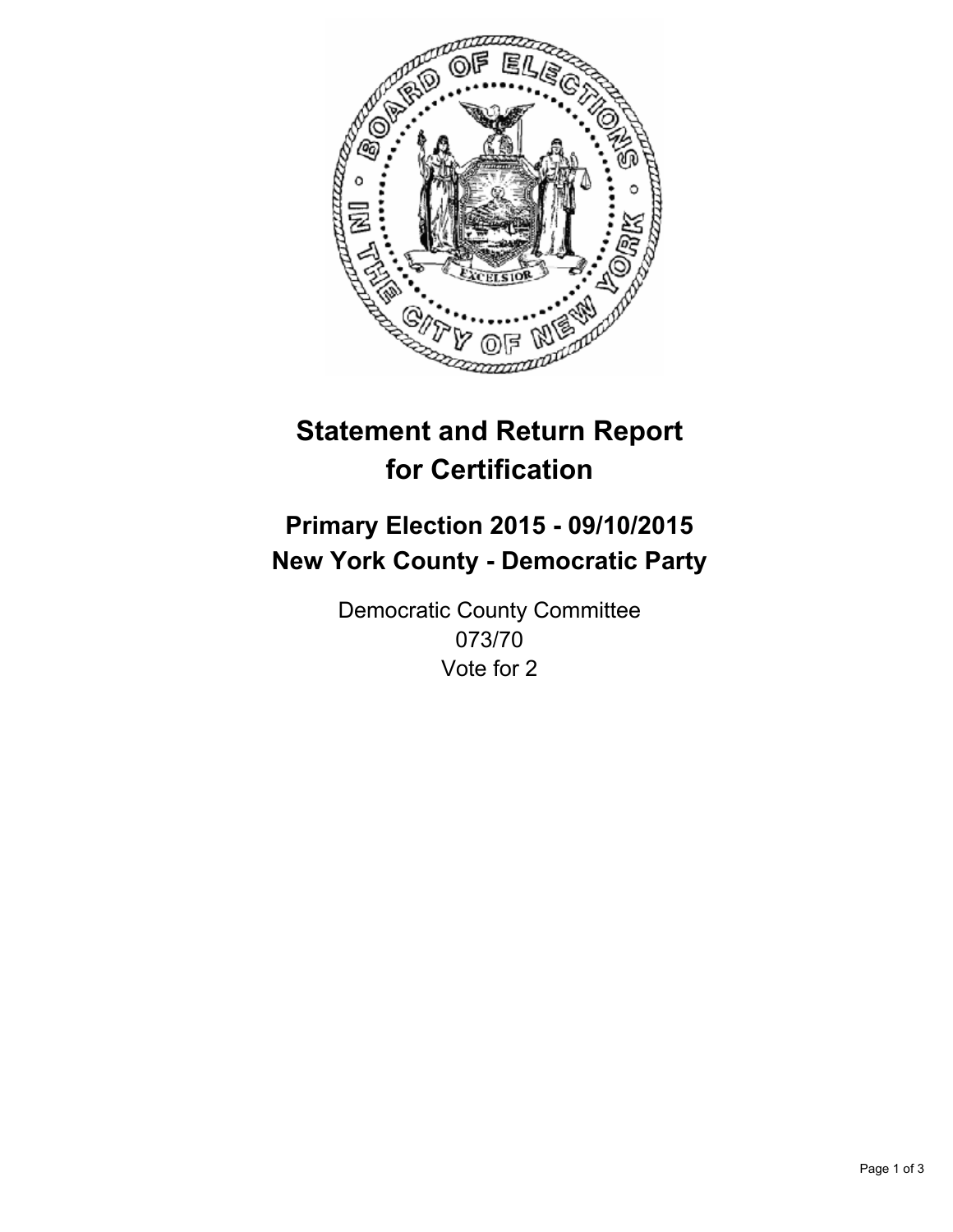# Statement and Return Report for Certification

## Primary Election 2015 - 09/10/2015
## New York County - Democratic Party

Democratic County Committee
073/70
Vote for 2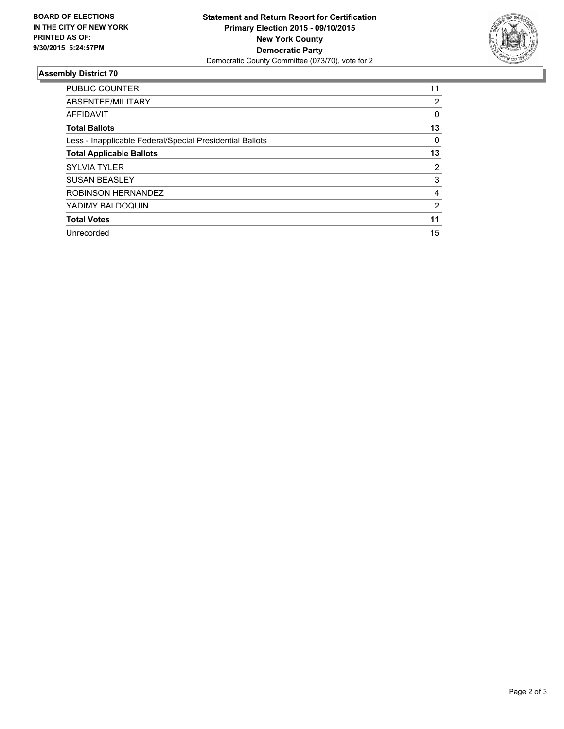**BOARD OF ELECTIONS IN THE CITY OF NEW YORK PRINTED AS OF: 9/30/2015 5:24:57PM**

**Statement and Return Report for Certification**
**Primary Election 2015 - 09/10/2015**
**New York County**
**Democratic Party**
Democratic County Committee (073/70), vote for 2

## Assembly District 70

| | |
|---|---|
| PUBLIC COUNTER | 11 |
| ABSENTEE/MILITARY | 2 |
| AFFIDAVIT | 0 |
| **Total Ballots** | **13** |
| Less - Inapplicable Federal/Special Presidential Ballots | 0 |
| **Total Applicable Ballots** | **13** |
| SYLVIA TYLER | 2 |
| SUSAN BEASLEY | 3 |
| ROBINSON HERNANDEZ | 4 |
| YADIMY BALDOQUIN | 2 |
| **Total Votes** | **11** |
| Unrecorded | 15 |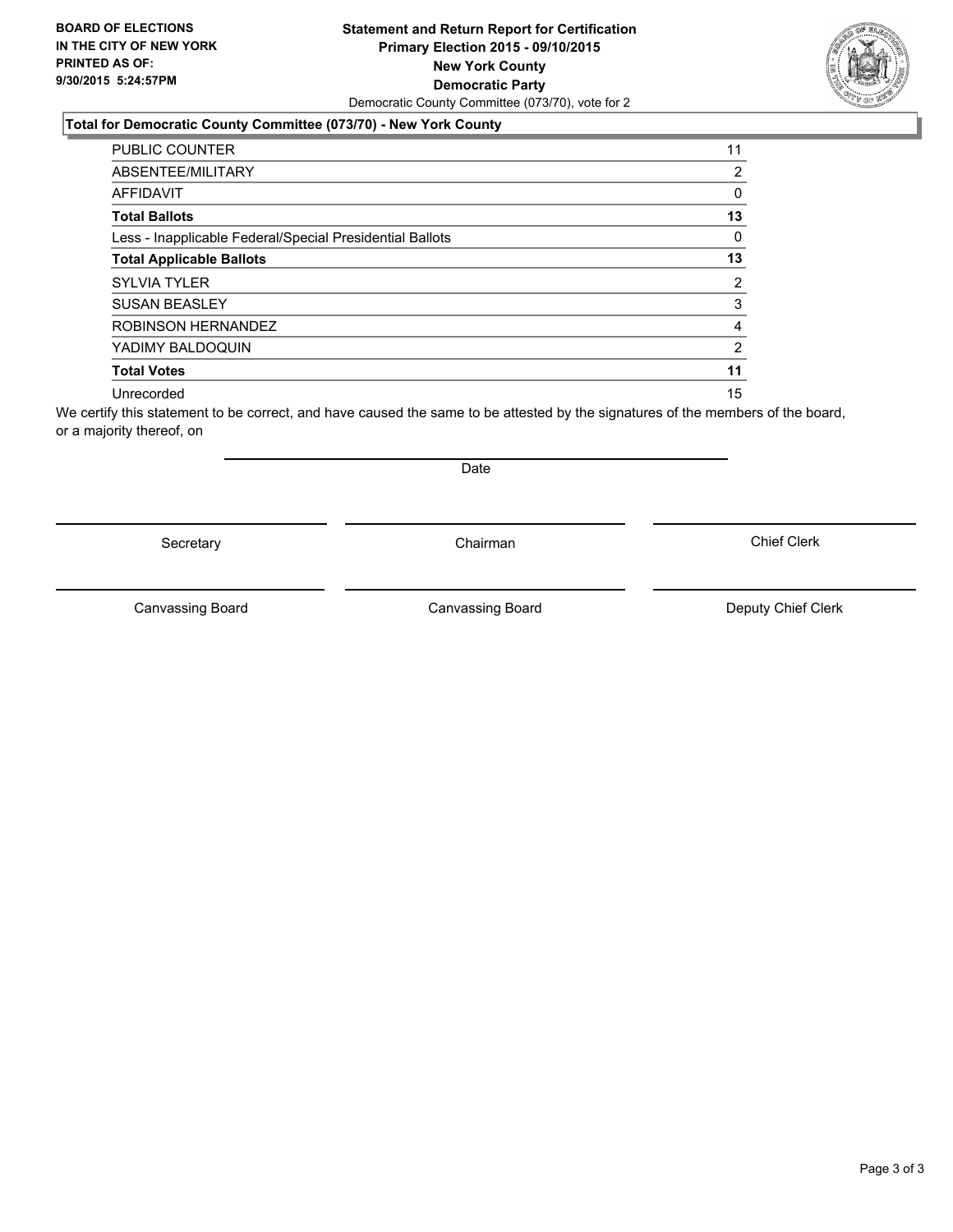**BOARD OF ELECTIONS IN THE CITY OF NEW YORK PRINTED AS OF: 9/30/2015 5:24:57PM**

**Statement and Return Report for Certification Primary Election 2015 - 09/10/2015 New York County Democratic Party**

Democratic County Committee (073/70), vote for 2

**Total for Democratic County Committee (073/70) - New York County**

| | |
|---|---|
| PUBLIC COUNTER | 11 |
| ABSENTEE/MILITARY | 2 |
| AFFIDAVIT | 0 |
| **Total Ballots** | **13** |
| Less - Inapplicable Federal/Special Presidential Ballots | 0 |
| **Total Applicable Ballots** | **13** |
| SYLVIA TYLER | 2 |
| SUSAN BEASLEY | 3 |
| ROBINSON HERNANDEZ | 4 |
| YADIMY BALDOQUIN | 2 |
| **Total Votes** | **11** |
| Unrecorded | 15 |

We certify this statement to be correct, and have caused the same to be attested by the signatures of the members of the board, or a majority thereof, on

Date

Secretary

Chairman

Chief Clerk

Canvassing Board

Canvassing Board

Deputy Chief Clerk